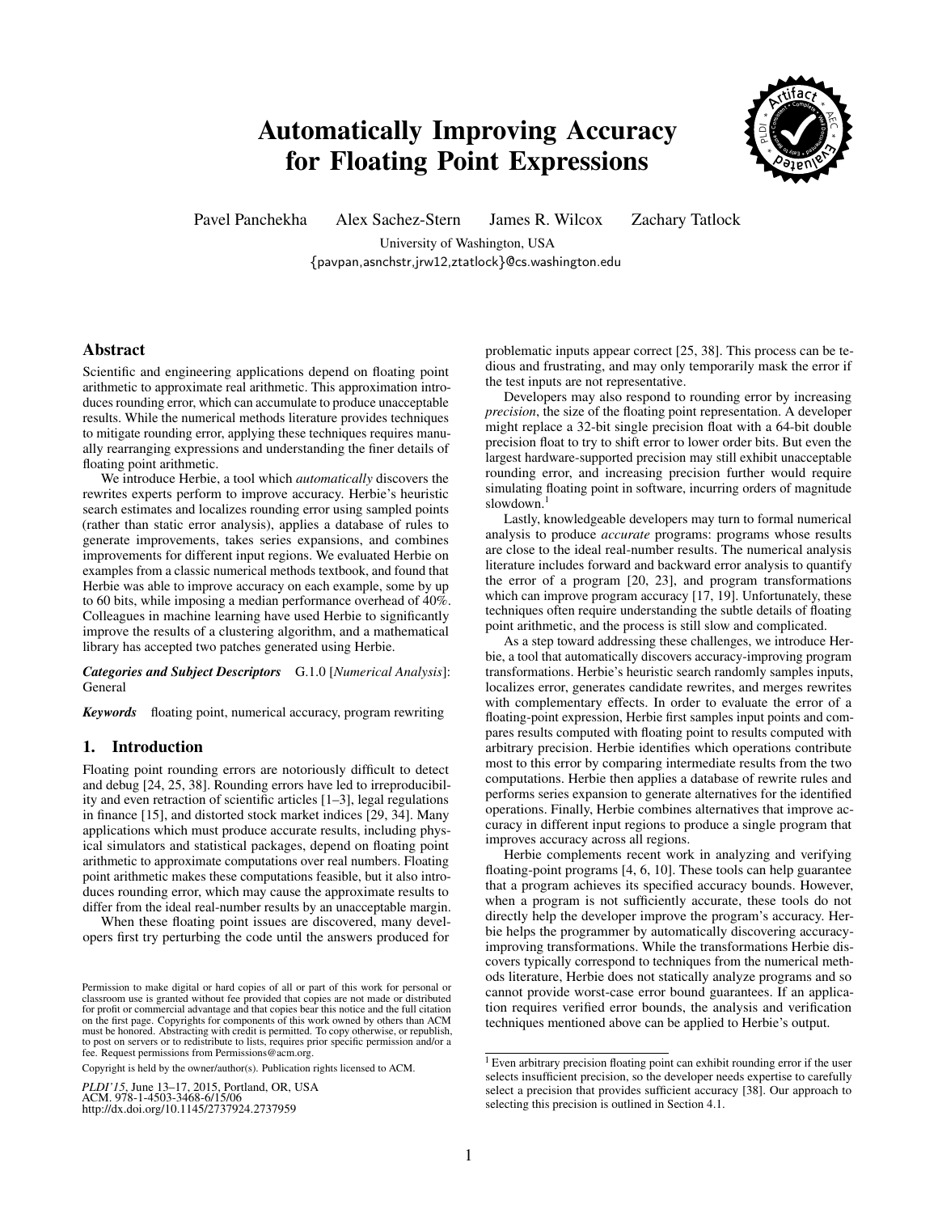# Automatically Improving Accuracy for Floating Point Expressions

Pavel Panchekha    Alex Sachez-Stern    James R. Wilcox    Zachary Tatlock

University of Washington, USA

{pavpan,asnchstr,jrw12,ztatlock}@cs.washington.edu

## Abstract

Scientific and engineering applications depend on floating point arithmetic to approximate real arithmetic. This approximation introduces rounding error, which can accumulate to produce unacceptable results. While the numerical methods literature provides techniques to mitigate rounding error, applying these techniques requires manually rearranging expressions and understanding the finer details of floating point arithmetic.

We introduce Herbie, a tool which *automatically* discovers the rewrites experts perform to improve accuracy. Herbie's heuristic search estimates and localizes rounding error using sampled points (rather than static error analysis), applies a database of rules to generate improvements, takes series expansions, and combines improvements for different input regions. We evaluated Herbie on examples from a classic numerical methods textbook, and found that Herbie was able to improve accuracy on each example, some by up to 60 bits, while imposing a median performance overhead of 40%. Colleagues in machine learning have used Herbie to significantly improve the results of a clustering algorithm, and a mathematical library has accepted two patches generated using Herbie.

***Categories and Subject Descriptors*** G.1.0 [*Numerical Analysis*]: General

***Keywords*** floating point, numerical accuracy, program rewriting

## 1. Introduction

Floating point rounding errors are notoriously difficult to detect and debug [24, 25, 38]. Rounding errors have led to irreproducibility and even retraction of scientific articles [1–3], legal regulations in finance [15], and distorted stock market indices [29, 34]. Many applications which must produce accurate results, including physical simulators and statistical packages, depend on floating point arithmetic to approximate computations over real numbers. Floating point arithmetic makes these computations feasible, but it also introduces rounding error, which may cause the approximate results to differ from the ideal real-number results by an unacceptable margin.

When these floating point issues are discovered, many developers first try perturbing the code until the answers produced for problematic inputs appear correct [25, 38]. This process can be tedious and frustrating, and may only temporarily mask the error if the test inputs are not representative.

Developers may also respond to rounding error by increasing *precision*, the size of the floating point representation. A developer might replace a 32-bit single precision float with a 64-bit double precision float to try to shift error to lower order bits. But even the largest hardware-supported precision may still exhibit unacceptable rounding error, and increasing precision further would require simulating floating point in software, incurring orders of magnitude slowdown.[1]

Lastly, knowledgeable developers may turn to formal numerical analysis to produce *accurate* programs: programs whose results are close to the ideal real-number results. The numerical analysis literature includes forward and backward error analysis to quantify the error of a program [20, 23], and program transformations which can improve program accuracy [17, 19]. Unfortunately, these techniques often require understanding the subtle details of floating point arithmetic, and the process is still slow and complicated.

As a step toward addressing these challenges, we introduce Herbie, a tool that automatically discovers accuracy-improving program transformations. Herbie's heuristic search randomly samples inputs, localizes error, generates candidate rewrites, and merges rewrites with complementary effects. In order to evaluate the error of a floating-point expression, Herbie first samples input points and compares results computed with floating point to results computed with arbitrary precision. Herbie identifies which operations contribute most to this error by comparing intermediate results from the two computations. Herbie then applies a database of rewrite rules and performs series expansion to generate alternatives for the identified operations. Finally, Herbie combines alternatives that improve accuracy in different input regions to produce a single program that improves accuracy across all regions.

Herbie complements recent work in analyzing and verifying floating-point programs [4, 6, 10]. These tools can help guarantee that a program achieves its specified accuracy bounds. However, when a program is not sufficiently accurate, these tools do not directly help the developer improve the program's accuracy. Herbie helps the programmer by automatically discovering accuracy-improving transformations. While the transformations Herbie discovers typically correspond to techniques from the numerical methods literature, Herbie does not statically analyze programs and so cannot provide worst-case error bound guarantees. If an application requires verified error bounds, the analysis and verification techniques mentioned above can be applied to Herbie's output.

[1] Even arbitrary precision floating point can exhibit rounding error if the user selects insufficient precision, so the developer needs expertise to carefully select a precision that provides sufficient accuracy [38]. Our approach to selecting this precision is outlined in Section 4.1.

Permission to make digital or hard copies of all or part of this work for personal or classroom use is granted without fee provided that copies are not made or distributed for profit or commercial advantage and that copies bear this notice and the full citation on the first page. Copyrights for components of this work owned by others than ACM must be honored. Abstracting with credit is permitted. To copy otherwise, or republish, to post on servers or to redistribute to lists, requires prior specific permission and/or a fee. Request permissions from Permissions@acm.org.

Copyright is held by the owner/author(s). Publication rights licensed to ACM.

*PLDI'15*, June 13–17, 2015, Portland, OR, USA
ACM. 978-1-4503-3468-6/15/06
http://dx.doi.org/10.1145/2737924.2737959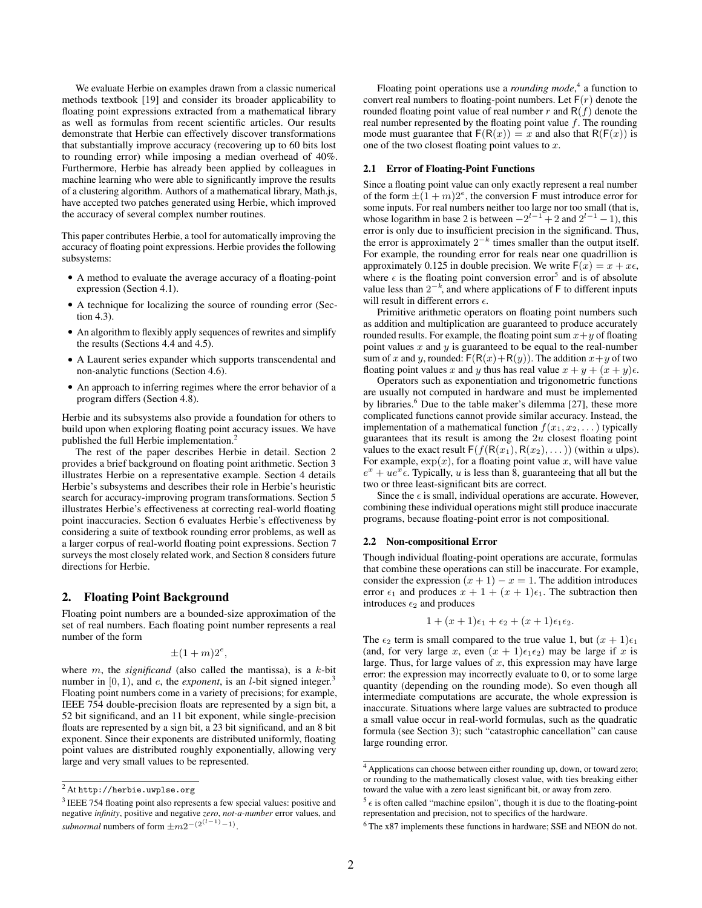We evaluate Herbie on examples drawn from a classic numerical methods textbook [19] and consider its broader applicability to floating point expressions extracted from a mathematical library as well as formulas from recent scientific articles. Our results demonstrate that Herbie can effectively discover transformations that substantially improve accuracy (recovering up to 60 bits lost to rounding error) while imposing a median overhead of 40%. Furthermore, Herbie has already been applied by colleagues in machine learning who were able to significantly improve the results of a clustering algorithm. Authors of a mathematical library, Math.js, have accepted two patches generated using Herbie, which improved the accuracy of several complex number routines.

This paper contributes Herbie, a tool for automatically improving the accuracy of floating point expressions. Herbie provides the following subsystems:

- A method to evaluate the average accuracy of a floating-point expression (Section 4.1).
- A technique for localizing the source of rounding error (Section 4.3).
- An algorithm to flexibly apply sequences of rewrites and simplify the results (Sections 4.4 and 4.5).
- A Laurent series expander which supports transcendental and non-analytic functions (Section 4.6).
- An approach to inferring regimes where the error behavior of a program differs (Section 4.8).

Herbie and its subsystems also provide a foundation for others to build upon when exploring floating point accuracy issues. We have published the full Herbie implementation.[2]

The rest of the paper describes Herbie in detail. Section 2 provides a brief background on floating point arithmetic. Section 3 illustrates Herbie on a representative example. Section 4 details Herbie's subsystems and describes their role in Herbie's heuristic search for accuracy-improving program transformations. Section 5 illustrates Herbie's effectiveness at correcting real-world floating point inaccuracies. Section 6 evaluates Herbie's effectiveness by considering a suite of textbook rounding error problems, as well as a larger corpus of real-world floating point expressions. Section 7 surveys the most closely related work, and Section 8 considers future directions for Herbie.

## 2. Floating Point Background

Floating point numbers are a bounded-size approximation of the set of real numbers. Each floating point number represents a real number of the form

$$\pm(1+m)2^e,$$

where $m$, the *significand* (also called the mantissa), is a $k$-bit number in $[0, 1)$, and $e$, the *exponent*, is an $l$-bit signed integer.[3] Floating point numbers come in a variety of precisions; for example, IEEE 754 double-precision floats are represented by a sign bit, a 52 bit significand, and an 11 bit exponent, while single-precision floats are represented by a sign bit, a 23 bit significand, and an 8 bit exponent. Since their exponents are distributed uniformly, floating point values are distributed roughly exponentially, allowing very large and very small values to be represented.

Floating point operations use a *rounding mode*,[4] a function to convert real numbers to floating-point numbers. Let $\mathsf{F}(r)$ denote the rounded floating point value of real number $r$ and $\mathsf{R}(f)$ denote the real number represented by the floating point value $f$. The rounding mode must guarantee that $\mathsf{F}(\mathsf{R}(x)) = x$ and also that $\mathsf{R}(\mathsf{F}(x))$ is one of the two closest floating point values to $x$.

### 2.1 Error of Floating-Point Functions

Since a floating point value can only exactly represent a real number of the form $\pm(1+m)2^e$, the conversion $\mathsf{F}$ must introduce error for some inputs. For real numbers neither too large nor too small (that is, whose logarithm in base 2 is between $-2^{l-1}+2$ and $2^{l-1}-1$), this error is only due to insufficient precision in the significand. Thus, the error is approximately $2^{-k}$ times smaller than the output itself. For example, the rounding error for reals near one quadrillion is approximately 0.125 in double precision. We write $\mathsf{F}(x) = x + x\epsilon$, where $\epsilon$ is the floating point conversion error[5] and is of absolute value less than $2^{-k}$, and where applications of $\mathsf{F}$ to different inputs will result in different errors $\epsilon$.

Primitive arithmetic operators on floating point numbers such as addition and multiplication are guaranteed to produce accurately rounded results. For example, the floating point sum $x+y$ of floating point values $x$ and $y$ is guaranteed to be equal to the real-number sum of $x$ and $y$, rounded: $\mathsf{F}(\mathsf{R}(x)+\mathsf{R}(y))$. The addition $x+y$ of two floating point values $x$ and $y$ thus has real value $x+y+(x+y)\epsilon$.

Operators such as exponentiation and trigonometric functions are usually not computed in hardware and must be implemented by libraries.[6] Due to the table maker's dilemma [27], these more complicated functions cannot provide similar accuracy. Instead, the implementation of a mathematical function $f(x_1, x_2, \dots)$ typically guarantees that its result is among the $2u$ closest floating point values to the exact result $\mathsf{F}(f(\mathsf{R}(x_1), \mathsf{R}(x_2), \dots))$ (within $u$ ulps). For example, $\exp(x)$, for a floating point value $x$, will have value $e^x + ue^x\epsilon$. Typically, $u$ is less than 8, guaranteeing that all but the two or three least-significant bits are correct.

Since the $\epsilon$ is small, individual operations are accurate. However, combining these individual operations might still produce inaccurate programs, because floating-point error is not compositional.

### 2.2 Non-compositional Error

Though individual floating-point operations are accurate, formulas that combine these operations can still be inaccurate. For example, consider the expression $(x+1) - x = 1$. The addition introduces error $\epsilon_1$ and produces $x + 1 + (x+1)\epsilon_1$. The subtraction then introduces $\epsilon_2$ and produces

$$1 + (x+1)\epsilon_1 + \epsilon_2 + (x+1)\epsilon_1\epsilon_2.$$

The $\epsilon_2$ term is small compared to the true value 1, but $(x+1)\epsilon_1$ (and, for very large $x$, even $(x+1)\epsilon_1\epsilon_2$) may be large if $x$ is large. Thus, for large values of $x$, this expression may have large error: the expression may incorrectly evaluate to 0, or to some large quantity (depending on the rounding mode). So even though all intermediate computations are accurate, the whole expression is inaccurate. Situations where large values are subtracted to produce a small value occur in real-world formulas, such as the quadratic formula (see Section 3); such "catastrophic cancellation" can cause large rounding error.

---

[2] At http://herbie.uwplse.org

[3] IEEE 754 floating point also represents a few special values: positive and negative *infinity*, positive and negative *zero*, *not-a-number* error values, and *subnormal* numbers of form $\pm m 2^{-(2^{(l-1)}-1)}$.

[4] Applications can choose between either rounding up, down, or toward zero; or rounding to the mathematically closest value, with ties breaking either toward the value with a zero least significant bit, or away from zero.

[5] $\epsilon$ is often called "machine epsilon", though it is due to the floating-point representation and precision, not to specifics of the hardware.

[6] The x87 implements these functions in hardware; SSE and NEON do not.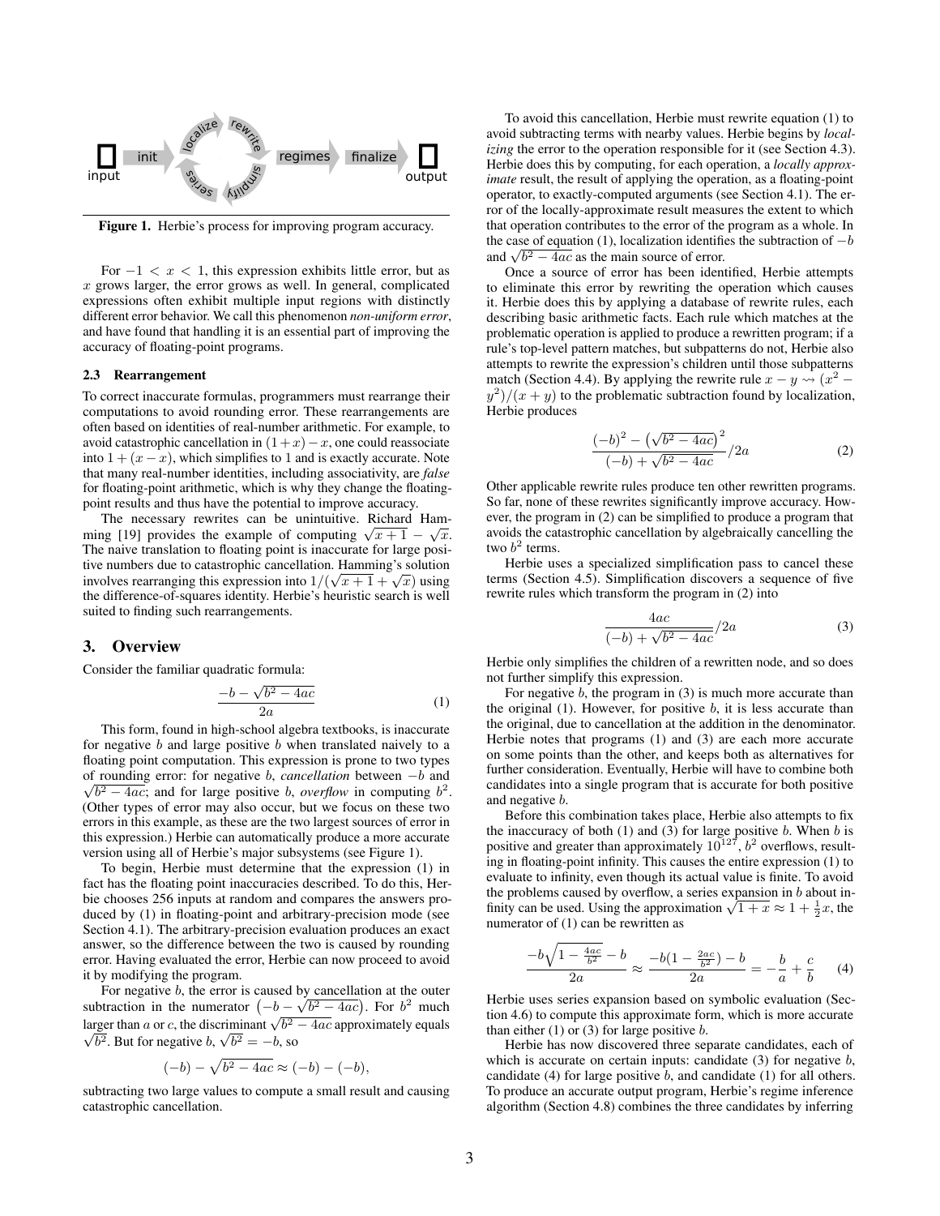Figure 1. Herbie's process for improving program accuracy.

For $-1 < x < 1$, this expression exhibits little error, but as $x$ grows larger, the error grows as well. In general, complicated expressions often exhibit multiple input regions with distinctly different error behavior. We call this phenomenon *non-uniform error*, and have found that handling it is an essential part of improving the accuracy of floating-point programs.

### 2.3 Rearrangement

To correct inaccurate formulas, programmers must rearrange their computations to avoid rounding error. These rearrangements are often based on identities of real-number arithmetic. For example, to avoid catastrophic cancellation in $(1+x)-x$, one could reassociate into $1+(x-x)$, which simplifies to 1 and is exactly accurate. Note that many real-number identities, including associativity, are *false* for floating-point arithmetic, which is why they change the floating-point results and thus have the potential to improve accuracy.

The necessary rewrites can be unintuitive. Richard Hamming [19] provides the example of computing $\sqrt{x+1} - \sqrt{x}$. The naive translation to floating point is inaccurate for large positive numbers due to catastrophic cancellation. Hamming's solution involves rearranging this expression into $1/(\sqrt{x+1} + \sqrt{x})$ using the difference-of-squares identity. Herbie's heuristic search is well suited to finding such rearrangements.

## 3. Overview

Consider the familiar quadratic formula:

$$\frac{-b - \sqrt{b^2 - 4ac}}{2a} \tag{1}$$

This form, found in high-school algebra textbooks, is inaccurate for negative $b$ and large positive $b$ when translated naively to a floating point computation. This expression is prone to two types of rounding error: for negative $b$, *cancellation* between $-b$ and $\sqrt{b^2 - 4ac}$; and for large positive $b$, *overflow* in computing $b^2$. (Other types of error may also occur, but we focus on these two errors in this example, as these are the two largest sources of error in this expression.) Herbie can automatically produce a more accurate version using all of Herbie's major subsystems (see Figure 1).

To begin, Herbie must determine that the expression (1) in fact has the floating point inaccuracies described. To do this, Herbie chooses 256 inputs at random and compares the answers produced by (1) in floating-point and arbitrary-precision mode (see Section 4.1). The arbitrary-precision evaluation produces an exact answer, so the difference between the two is caused by rounding error. Having evaluated the error, Herbie can now proceed to avoid it by modifying the program.

For negative $b$, the error is caused by cancellation at the outer subtraction in the numerator $\left(-b - \sqrt{b^2 - 4ac}\right)$. For $b^2$ much larger than $a$ or $c$, the discriminant $\sqrt{b^2 - 4ac}$ approximately equals $\sqrt{b^2}$. But for negative $b$, $\sqrt{b^2} = -b$, so

$$(-b) - \sqrt{b^2 - 4ac} \approx (-b) - (-b),$$

subtracting two large values to compute a small result and causing catastrophic cancellation.

To avoid this cancellation, Herbie must rewrite equation (1) to avoid subtracting terms with nearby values. Herbie begins by *localizing* the error to the operation responsible for it (see Section 4.3). Herbie does this by computing, for each operation, a *locally approximate* result, the result of applying the operation, as a floating-point operator, to exactly-computed arguments (see Section 4.1). The error of the locally-approximate result measures the extent to which that operation contributes to the error of the program as a whole. In the case of equation (1), localization identifies the subtraction of $-b$ and $\sqrt{b^2 - 4ac}$ as the main source of error.

Once a source of error has been identified, Herbie attempts to eliminate this error by rewriting the operation which causes it. Herbie does this by applying a database of rewrite rules, each describing basic arithmetic facts. Each rule which matches at the problematic operation is applied to produce a rewritten program; if a rule's top-level pattern matches, but subpatterns do not, Herbie also attempts to rewrite the expression's children until those subpatterns match (Section 4.4). By applying the rewrite rule $x - y \rightsquigarrow (x^2 - y^2)/(x+y)$ to the problematic subtraction found by localization, Herbie produces

$$\frac{(-b)^2 - \left(\sqrt{b^2 - 4ac}\right)^2}{(-b) + \sqrt{b^2 - 4ac}} / 2a \tag{2}$$

Other applicable rewrite rules produce ten other rewritten programs. So far, none of these rewrites significantly improve accuracy. However, the program in (2) can be simplified to produce a program that avoids the catastrophic cancellation by algebraically cancelling the two $b^2$ terms.

Herbie uses a specialized simplification pass to cancel these terms (Section 4.5). Simplification discovers a sequence of five rewrite rules which transform the program in (2) into

$$\frac{4ac}{(-b) + \sqrt{b^2 - 4ac}} / 2a \tag{3}$$

Herbie only simplifies the children of a rewritten node, and so does not further simplify this expression.

For negative $b$, the program in (3) is much more accurate than the original (1). However, for positive $b$, it is less accurate than the original, due to cancellation at the addition in the denominator. Herbie notes that programs (1) and (3) are each more accurate on some points than the other, and keeps both as alternatives for further consideration. Eventually, Herbie will have to combine both candidates into a single program that is accurate for both positive and negative $b$.

Before this combination takes place, Herbie also attempts to fix the inaccuracy of both (1) and (3) for large positive $b$. When $b$ is positive and greater than approximately $10^{127}$, $b^2$ overflows, resulting in floating-point infinity. This causes the entire expression (1) to evaluate to infinity, even though its actual value is finite. To avoid the problems caused by overflow, a series expansion in $b$ about infinity can be used. Using the approximation $\sqrt{1+x} \approx 1 + \frac{1}{2}x$, the numerator of (1) can be rewritten as

$$\frac{-b\sqrt{1 - \frac{4ac}{b^2}} - b}{2a} \approx \frac{-b(1 - \frac{2ac}{b^2}) - b}{2a} = -\frac{b}{a} + \frac{c}{b} \tag{4}$$

Herbie uses series expansion based on symbolic evaluation (Section 4.6) to compute this approximate form, which is more accurate than either (1) or (3) for large positive $b$.

Herbie has now discovered three separate candidates, each of which is accurate on certain inputs: candidate (3) for negative $b$, candidate (4) for large positive $b$, and candidate (1) for all others. To produce an accurate output program, Herbie's regime inference algorithm (Section 4.8) combines the three candidates by inferring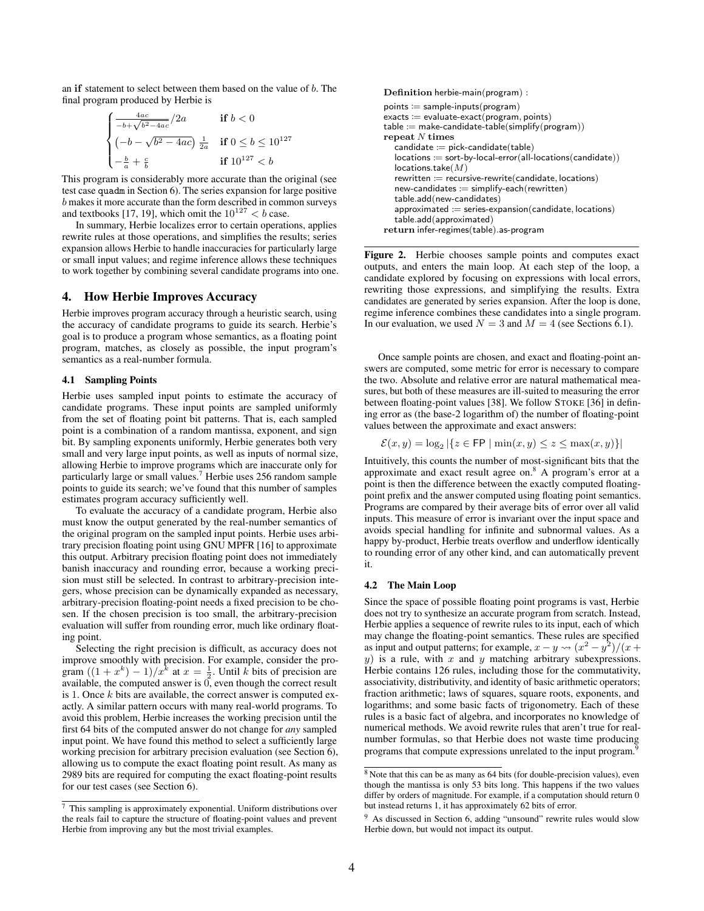an **if** statement to select between them based on the value of $b$. The final program produced by Herbie is

$$\begin{cases} \frac{4ac}{-b+\sqrt{b^2-4ac}}/2a & \textbf{if } b < 0 \\ \left(-b - \sqrt{b^2-4ac}\right)\frac{1}{2a} & \textbf{if } 0 \le b \le 10^{127} \\ -\frac{b}{a} + \frac{c}{b} & \textbf{if } 10^{127} < b \end{cases}$$

This program is considerably more accurate than the original (see test case `quadm` in Section 6). The series expansion for large positive $b$ makes it more accurate than the form described in common surveys and textbooks [17, 19], which omit the $10^{127} < b$ case.

In summary, Herbie localizes error to certain operations, applies rewrite rules at those operations, and simplifies the results; series expansion allows Herbie to handle inaccuracies for particularly large or small input values; and regime inference allows these techniques to work together by combining several candidate programs into one.

## 4. How Herbie Improves Accuracy

Herbie improves program accuracy through a heuristic search, using the accuracy of candidate programs to guide its search. Herbie's goal is to produce a program whose semantics, as a floating point program, matches, as closely as possible, the input program's semantics as a real-number formula.

### 4.1 Sampling Points

Herbie uses sampled input points to estimate the accuracy of candidate programs. These input points are sampled uniformly from the set of floating point bit patterns. That is, each sampled point is a combination of a random mantissa, exponent, and sign bit. By sampling exponents uniformly, Herbie generates both very small and very large input points, as well as inputs of normal size, allowing Herbie to improve programs which are inaccurate only for particularly large or small values.[7] Herbie uses 256 random sample points to guide its search; we've found that this number of samples estimates program accuracy sufficiently well.

To evaluate the accuracy of a candidate program, Herbie also must know the output generated by the real-number semantics of the original program on the sampled input points. Herbie uses arbitrary precision floating point using GNU MPFR [16] to approximate this output. Arbitrary precision floating point does not immediately banish inaccuracy and rounding error, because a working precision must still be selected. In contrast to arbitrary-precision integers, whose precision can be dynamically expanded as necessary, arbitrary-precision floating-point needs a fixed precision to be chosen. If the chosen precision is too small, the arbitrary-precision evaluation will suffer from rounding error, much like ordinary floating point.

Selecting the right precision is difficult, as accuracy does not improve smoothly with precision. For example, consider the program $((1 + x^k) - 1)/x^k$ at $x = \frac{1}{2}$. Until $k$ bits of precision are available, the computed answer is 0, even though the correct result is 1. Once $k$ bits are available, the correct answer is computed exactly. A similar pattern occurs with many real-world programs. To avoid this problem, Herbie increases the working precision until the first 64 bits of the computed answer do not change for *any* sampled input point. We have found this method to select a sufficiently large working precision for arbitrary precision evaluation (see Section 6), allowing us to compute the exact floating point result. As many as 2989 bits are required for computing the exact floating-point results for our test cases (see Section 6).

[7] This sampling is approximately exponential. Uniform distributions over the reals fail to capture the structure of floating-point values and prevent Herbie from improving any but the most trivial examples.

```
Definition herbie-main(program) :
points := sample-inputs(program)
exacts := evaluate-exact(program, points)
table := make-candidate-table(simplify(program))
repeat N times
   candidate := pick-candidate(table)
   locations := sort-by-local-error(all-locations(candidate))
   locations.take(M)
   rewritten := recursive-rewrite(candidate, locations)
   new-candidates := simplify-each(rewritten)
   table.add(new-candidates)
   approximated := series-expansion(candidate, locations)
   table.add(approximated)
return infer-regimes(table).as-program
```

**Figure 2.** Herbie chooses sample points and computes exact outputs, and enters the main loop. At each step of the loop, a candidate explored by focusing on expressions with local errors, rewriting those expressions, and simplifying the results. Extra candidates are generated by series expansion. After the loop is done, regime inference combines these candidates into a single program. In our evaluation, we used $N = 3$ and $M = 4$ (see Sections 6.1).

Once sample points are chosen, and exact and floating-point answers are computed, some metric for error is necessary to compare the two. Absolute and relative error are natural mathematical measures, but both of these measures are ill-suited to measuring the error between floating-point values [38]. We follow STOKE [36] in defining error as (the base-2 logarithm of) the number of floating-point values between the approximate and exact answers:

$$\mathcal{E}(x, y) = \log_2 |\{z \in \mathsf{FP} \mid \min(x, y) \le z \le \max(x, y)\}|$$

Intuitively, this counts the number of most-significant bits that the approximate and exact result agree on.[8] A program's error at a point is then the difference between the exactly computed floating-point prefix and the answer computed using floating point semantics. Programs are compared by their average bits of error over all valid inputs. This measure of error is invariant over the input space and avoids special handling for infinite and subnormal values. As a happy by-product, Herbie treats overflow and underflow identically to rounding error of any other kind, and can automatically prevent it.

### 4.2 The Main Loop

Since the space of possible floating point programs is vast, Herbie does not try to synthesize an accurate program from scratch. Instead, Herbie applies a sequence of rewrite rules to its input, each of which may change the floating-point semantics. These rules are specified as input and output patterns; for example, $x - y \rightsquigarrow (x^2 - y^2)/(x + y)$ is a rule, with $x$ and $y$ matching arbitrary subexpressions. Herbie contains 126 rules, including those for the commutativity, associativity, distributivity, and identity of basic arithmetic operators; fraction arithmetic; laws of squares, square roots, exponents, and logarithms; and some basic facts of trigonometry. Each of these rules is a basic fact of algebra, and incorporates no knowledge of numerical methods. We avoid rewrite rules that aren't true for real-number formulas, so that Herbie does not waste time producing programs that compute expressions unrelated to the input program.[9]

[8] Note that this can be as many as 64 bits (for double-precision values), even though the mantissa is only 53 bits long. This happens if the two values differ by orders of magnitude. For example, if a computation should return 0 but instead returns 1, it has approximately 62 bits of error.

[9] As discussed in Section 6, adding "unsound" rewrite rules would slow Herbie down, but would not impact its output.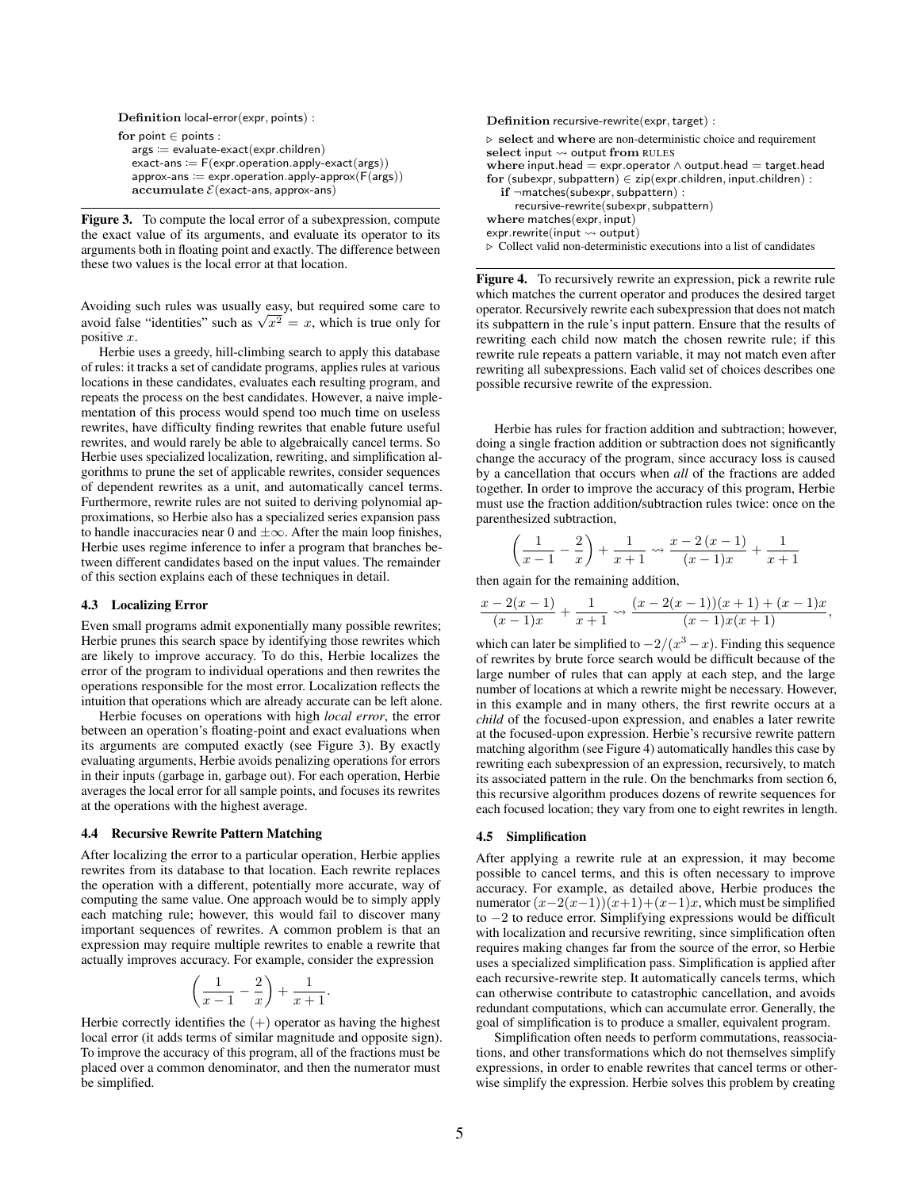```
Definition local-error(expr, points) :
for point ∈ points :
    args := evaluate-exact(expr.children)
    exact-ans := F(expr.operation.apply-exact(args))
    approx-ans := expr.operation.apply-approx(F(args))
    accumulate ℰ(exact-ans, approx-ans)
```

**Figure 3.** To compute the local error of a subexpression, compute the exact value of its arguments, and evaluate its operator to its arguments both in floating point and exactly. The difference between these two values is the local error at that location.

Avoiding such rules was usually easy, but required some care to avoid false "identities" such as $\sqrt{x^2} = x$, which is true only for positive $x$.

Herbie uses a greedy, hill-climbing search to apply this database of rules: it tracks a set of candidate programs, applies rules at various locations in these candidates, evaluates each resulting program, and repeats the process on the best candidates. However, a naive implementation of this process would spend too much time on useless rewrites, have difficulty finding rewrites that enable future useful rewrites, and would rarely be able to algebraically cancel terms. So Herbie uses specialized localization, rewriting, and simplification algorithms to prune the set of applicable rewrites, consider sequences of dependent rewrites as a unit, and automatically cancel terms. Furthermore, rewrite rules are not suited to deriving polynomial approximations, so Herbie also has a specialized series expansion pass to handle inaccuracies near 0 and $\pm\infty$. After the main loop finishes, Herbie uses regime inference to infer a program that branches between different candidates based on the input values. The remainder of this section explains each of these techniques in detail.

### 4.3 Localizing Error

Even small programs admit exponentially many possible rewrites; Herbie prunes this search space by identifying those rewrites which are likely to improve accuracy. To do this, Herbie localizes the error of the program to individual operations and then rewrites the operations responsible for the most error. Localization reflects the intuition that operations which are already accurate can be left alone.

Herbie focuses on operations with high *local error*, the error between an operation's floating-point and exact evaluations when its arguments are computed exactly (see Figure 3). By exactly evaluating arguments, Herbie avoids penalizing operations for errors in their inputs (garbage in, garbage out). For each operation, Herbie averages the local error for all sample points, and focuses its rewrites at the operations with the highest average.

### 4.4 Recursive Rewrite Pattern Matching

After localizing the error to a particular operation, Herbie applies rewrites from its database to that location. Each rewrite replaces the operation with a different, potentially more accurate, way of computing the same value. One approach would be to simply apply each matching rule; however, this would fail to discover many important sequences of rewrites. A common problem is that an expression may require multiple rewrites to enable a rewrite that actually improves accuracy. For example, consider the expression

$$\left(\frac{1}{x-1} - \frac{2}{x}\right) + \frac{1}{x+1}.$$

Herbie correctly identifies the $(+)$ operator as having the highest local error (it adds terms of similar magnitude and opposite sign). To improve the accuracy of this program, all of the fractions must be placed over a common denominator, and then the numerator must be simplified.

```
Definition recursive-rewrite(expr, target) :
▷ select and where are non-deterministic choice and requirement
select input ⇝ output from RULES
where input.head = expr.operator ∧ output.head = target.head
for (subexpr, subpattern) ∈ zip(expr.children, input.children) :
    if ¬matches(subexpr, subpattern) :
        recursive-rewrite(subexpr, subpattern)
where matches(expr, input)
expr.rewrite(input ⇝ output)
▷ Collect valid non-deterministic executions into a list of candidates
```

**Figure 4.** To recursively rewrite an expression, pick a rewrite rule which matches the current operator and produces the desired target operator. Recursively rewrite each subexpression that does not match its subpattern in the rule's input pattern. Ensure that the results of rewriting each child now match the chosen rewrite rule; if this rewrite rule repeats a pattern variable, it may not match even after rewriting all subexpressions. Each valid set of choices describes one possible recursive rewrite of the expression.

Herbie has rules for fraction addition and subtraction; however, doing a single fraction addition or subtraction does not significantly change the accuracy of the program, since accuracy loss is caused by a cancellation that occurs when *all* of the fractions are added together. In order to improve the accuracy of this program, Herbie must use the fraction addition/subtraction rules twice: once on the parenthesized subtraction,

$$\left(\frac{1}{x-1} - \frac{2}{x}\right) + \frac{1}{x+1} \rightsquigarrow \frac{x - 2\,(x-1)}{(x-1)x} + \frac{1}{x+1}$$

then again for the remaining addition,

$$\frac{x - 2(x-1)}{(x-1)x} + \frac{1}{x+1} \rightsquigarrow \frac{(x - 2(x-1))(x+1) + (x-1)x}{(x-1)x(x+1)},$$

which can later be simplified to $-2/(x^3 - x)$. Finding this sequence of rewrites by brute force search would be difficult because of the large number of rules that can apply at each step, and the large number of locations at which a rewrite might be necessary. However, in this example and in many others, the first rewrite occurs at a *child* of the focused-upon expression, and enables a later rewrite at the focused-upon expression. Herbie's recursive rewrite pattern matching algorithm (see Figure 4) automatically handles this case by rewriting each subexpression of an expression, recursively, to match its associated pattern in the rule. On the benchmarks from section 6, this recursive algorithm produces dozens of rewrite sequences for each focused location; they vary from one to eight rewrites in length.

### 4.5 Simplification

After applying a rewrite rule at an expression, it may become possible to cancel terms, and this is often necessary to improve accuracy. For example, as detailed above, Herbie produces the numerator $(x-2(x-1))(x+1)+(x-1)x$, which must be simplified to $-2$ to reduce error. Simplifying expressions would be difficult with localization and recursive rewriting, since simplification often requires making changes far from the source of the error, so Herbie uses a specialized simplification pass. Simplification is applied after each recursive-rewrite step. It automatically cancels terms, which can otherwise contribute to catastrophic cancellation, and avoids redundant computations, which can accumulate error. Generally, the goal of simplification is to produce a smaller, equivalent program.

Simplification often needs to perform commutations, reassociations, and other transformations which do not themselves simplify expressions, in order to enable rewrites that cancel terms or otherwise simplify the expression. Herbie solves this problem by creating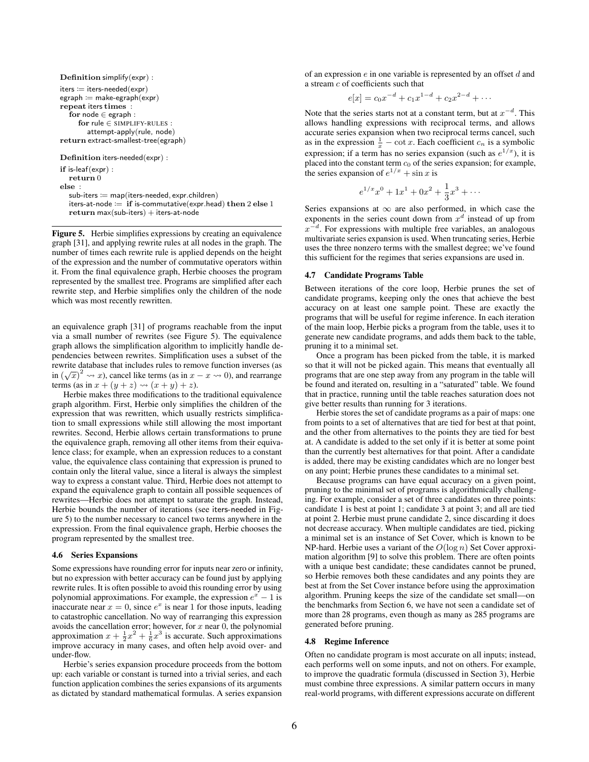```
Definition simplify(expr) :
iters := iters-needed(expr)
egraph := make-egraph(expr)
repeat iters times :
   for node ∈ egraph :
      for rule ∈ SIMPLIFY-RULES :
         attempt-apply(rule, node)
return extract-smallest-tree(egraph)

Definition iters-needed(expr) :
if is-leaf(expr) :
   return 0
else :
   sub-iters := map(iters-needed, expr.children)
   iters-at-node := if is-commutative(expr.head) then 2 else 1
   return max(sub-iters) + iters-at-node
```

**Figure 5.** Herbie simplifies expressions by creating an equivalence graph [31], and applying rewrite rules at all nodes in the graph. The number of times each rewrite rule is applied depends on the height of the expression and the number of commutative operators within it. From the final equivalence graph, Herbie chooses the program represented by the smallest tree. Programs are simplified after each rewrite step, and Herbie simplifies only the children of the node which was most recently rewritten.

an equivalence graph [31] of programs reachable from the input via a small number of rewrites (see Figure 5). The equivalence graph allows the simplification algorithm to implicitly handle dependencies between rewrites. Simplification uses a subset of the rewrite database that includes rules to remove function inverses (as in $(\sqrt{x})^2 \rightsquigarrow x$), cancel like terms (as in $x - x \rightsquigarrow 0$), and rearrange terms (as in $x + (y + z) \rightsquigarrow (x + y) + z$).

Herbie makes three modifications to the traditional equivalence graph algorithm. First, Herbie only simplifies the children of the expression that was rewritten, which usually restricts simplification to small expressions while still allowing the most important rewrites. Second, Herbie allows certain transformations to prune the equivalence graph, removing all other items from their equivalence class; for example, when an expression reduces to a constant value, the equivalence class containing that expression is pruned to contain only the literal value, since a literal is always the simplest way to express a constant value. Third, Herbie does not attempt to expand the equivalence graph to contain all possible sequences of rewrites—Herbie does not attempt to saturate the graph. Instead, Herbie bounds the number of iterations (see iters-needed in Figure 5) to the number necessary to cancel two terms anywhere in the expression. From the final equivalence graph, Herbie chooses the program represented by the smallest tree.

### 4.6 Series Expansions

Some expressions have rounding error for inputs near zero or infinity, but no expression with better accuracy can be found just by applying rewrite rules. It is often possible to avoid this rounding error by using polynomial approximations. For example, the expression $e^x - 1$ is inaccurate near $x = 0$, since $e^x$ is near 1 for those inputs, leading to catastrophic cancellation. No way of rearranging this expression avoids the cancellation error; however, for $x$ near 0, the polynomial approximation $x + \frac{1}{2}x^2 + \frac{1}{6}x^3$ is accurate. Such approximations improve accuracy in many cases, and often help avoid over- and under-flow.

Herbie's series expansion procedure proceeds from the bottom up: each variable or constant is turned into a trivial series, and each function application combines the series expansions of its arguments as dictated by standard mathematical formulas. A series expansion of an expression $e$ in one variable is represented by an offset $d$ and a stream $c$ of coefficients such that

$$e[x] = c_0 x^{-d} + c_1 x^{1-d} + c_2 x^{2-d} + \cdots$$

Note that the series starts not at a constant term, but at $x^{-d}$. This allows handling expressions with reciprocal terms, and allows accurate series expansion when two reciprocal terms cancel, such as in the expression $\frac{1}{x} - \cot x$. Each coefficient $c_n$ is a symbolic expression; if a term has no series expansion (such as $e^{1/x}$), it is placed into the constant term $c_0$ of the series expansion; for example, the series expansion of $e^{1/x} + \sin x$ is

$$e^{1/x}x^0 + 1x^1 + 0x^2 + \frac{1}{3}x^3 + \cdots$$

Series expansions at $\infty$ are also performed, in which case the exponents in the series count down from $x^d$ instead of up from $x^{-d}$. For expressions with multiple free variables, an analogous multivariate series expansion is used. When truncating series, Herbie uses the three nonzero terms with the smallest degree; we've found this sufficient for the regimes that series expansions are used in.

### 4.7 Candidate Programs Table

Between iterations of the core loop, Herbie prunes the set of candidate programs, keeping only the ones that achieve the best accuracy on at least one sample point. These are exactly the programs that will be useful for regime inference. In each iteration of the main loop, Herbie picks a program from the table, uses it to generate new candidate programs, and adds them back to the table, pruning it to a minimal set.

Once a program has been picked from the table, it is marked so that it will not be picked again. This means that eventually all programs that are one step away from any program in the table will be found and iterated on, resulting in a "saturated" table. We found that in practice, running until the table reaches saturation does not give better results than running for 3 iterations.

Herbie stores the set of candidate programs as a pair of maps: one from points to a set of alternatives that are tied for best at that point, and the other from alternatives to the points they are tied for best at. A candidate is added to the set only if it is better at some point than the currently best alternatives for that point. After a candidate is added, there may be existing candidates which are no longer best on any point; Herbie prunes these candidates to a minimal set.

Because programs can have equal accuracy on a given point, pruning to the minimal set of programs is algorithmically challenging. For example, consider a set of three candidates on three points: candidate 1 is best at point 1; candidate 3 at point 3; and all are tied at point 2. Herbie must prune candidate 2, since discarding it does not decrease accuracy. When multiple candidates are tied, picking a minimal set is an instance of Set Cover, which is known to be NP-hard. Herbie uses a variant of the $O(\log n)$ Set Cover approximation algorithm [9] to solve this problem. There are often points with a unique best candidate; these candidates cannot be pruned, so Herbie removes both these candidates and any points they are best at from the Set Cover instance before using the approximation algorithm. Pruning keeps the size of the candidate set small—on the benchmarks from Section 6, we have not seen a candidate set of more than 28 programs, even though as many as 285 programs are generated before pruning.

### 4.8 Regime Inference

Often no candidate program is most accurate on all inputs; instead, each performs well on some inputs, and not on others. For example, to improve the quadratic formula (discussed in Section 3), Herbie must combine three expressions. A similar pattern occurs in many real-world programs, with different expressions accurate on different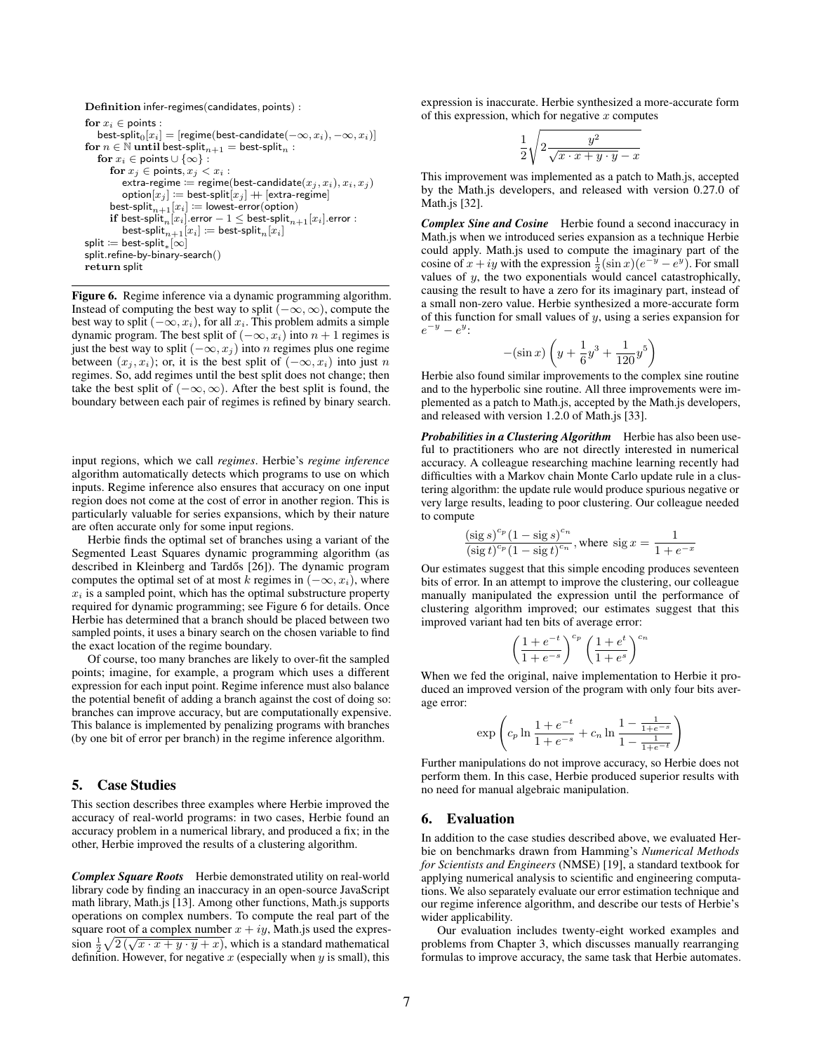```
Definition infer-regimes(candidates, points) :
for x_i ∈ points :
    best-split_0[x_i] = [regime(best-candidate(−∞, x_i), −∞, x_i)]
for n ∈ ℕ until best-split_{n+1} = best-split_n :
    for x_i ∈ points ∪ {∞} :
        for x_j ∈ points, x_j < x_i :
            extra-regime := regime(best-candidate(x_j, x_i), x_i, x_j)
            option[x_j] := best-split[x_j] ++ [extra-regime]
        best-split_{n+1}[x_i] := lowest-error(option)
        if best-split_n[x_i].error − 1 ≤ best-split_{n+1}[x_i].error :
            best-split_{n+1}[x_i] := best-split_n[x_i]
split := best-split_*[∞]
split.refine-by-binary-search()
return split
```

**Figure 6.** Regime inference via a dynamic programming algorithm. Instead of computing the best way to split $(-\infty, \infty)$, compute the best way to split $(-\infty, x_i)$, for all $x_i$. This problem admits a simple dynamic program. The best split of $(-\infty, x_i)$ into $n+1$ regimes is just the best way to split $(-\infty, x_j)$ into $n$ regimes plus one regime between $(x_j, x_i)$; or, it is the best split of $(-\infty, x_i)$ into just $n$ regimes. So, add regimes until the best split does not change; then take the best split of $(-\infty, \infty)$. After the best split is found, the boundary between each pair of regimes is refined by binary search.

input regions, which we call *regimes*. Herbie's *regime inference* algorithm automatically detects which programs to use on which inputs. Regime inference also ensures that accuracy on one input region does not come at the cost of error in another region. This is particularly valuable for series expansions, which by their nature are often accurate only for some input regions.

Herbie finds the optimal set of branches using a variant of the Segmented Least Squares dynamic programming algorithm (as described in Kleinberg and Tardős [26]). The dynamic program computes the optimal set of at most $k$ regimes in $(-\infty, x_i)$, where $x_i$ is a sampled point, which has the optimal substructure property required for dynamic programming; see Figure 6 for details. Once Herbie has determined that a branch should be placed between two sampled points, it uses a binary search on the chosen variable to find the exact location of the regime boundary.

Of course, too many branches are likely to over-fit the sampled points; imagine, for example, a program which uses a different expression for each input point. Regime inference must also balance the potential benefit of adding a branch against the cost of doing so: branches can improve accuracy, but are computationally expensive. This balance is implemented by penalizing programs with branches (by one bit of error per branch) in the regime inference algorithm.

## 5. Case Studies

This section describes three examples where Herbie improved the accuracy of real-world programs: in two cases, Herbie found an accuracy problem in a numerical library, and produced a fix; in the other, Herbie improved the results of a clustering algorithm.

***Complex Square Roots*** Herbie demonstrated utility on real-world library code by finding an inaccuracy in an open-source JavaScript math library, Math.js [13]. Among other functions, Math.js supports operations on complex numbers. To compute the real part of the square root of a complex number $x + iy$, Math.js used the expression $\frac{1}{2}\sqrt{2\left(\sqrt{x \cdot x + y \cdot y} + x\right)}$, which is a standard mathematical definition. However, for negative $x$ (especially when $y$ is small), this expression is inaccurate. Herbie synthesized a more-accurate form of this expression, which for negative $x$ computes

$$\frac{1}{2}\sqrt{2\frac{y^2}{\sqrt{x \cdot x + y \cdot y} - x}}$$

This improvement was implemented as a patch to Math.js, accepted by the Math.js developers, and released with version 0.27.0 of Math.js [32].

***Complex Sine and Cosine*** Herbie found a second inaccuracy in Math.js when we introduced series expansion as a technique Herbie could apply. Math.js used to compute the imaginary part of the cosine of $x + iy$ with the expression $\frac{1}{2}(\sin x)(e^{-y} - e^{y})$. For small values of $y$, the two exponentials would cancel catastrophically, causing the result to have a zero for its imaginary part, instead of a small non-zero value. Herbie synthesized a more-accurate form of this function for small values of $y$, using a series expansion for $e^{-y} - e^{y}$:

$$-(\sin x)\left(y + \frac{1}{6}y^3 + \frac{1}{120}y^5\right)$$

Herbie also found similar improvements to the complex sine routine and to the hyperbolic sine routine. All three improvements were implemented as a patch to Math.js, accepted by the Math.js developers, and released with version 1.2.0 of Math.js [33].

***Probabilities in a Clustering Algorithm*** Herbie has also been useful to practitioners who are not directly interested in numerical accuracy. A colleague researching machine learning recently had difficulties with a Markov chain Monte Carlo update rule in a clustering algorithm: the update rule would produce spurious negative or very large results, leading to poor clustering. Our colleague needed to compute

$$\frac{(\operatorname{sig} s)^{c_p}(1 - \operatorname{sig} s)^{c_n}}{(\operatorname{sig} t)^{c_p}(1 - \operatorname{sig} t)^{c_n}}, \text{ where } \operatorname{sig} x = \frac{1}{1 + e^{-x}}$$

Our estimates suggest that this simple encoding produces seventeen bits of error. In an attempt to improve the clustering, our colleague manually manipulated the expression until the performance of clustering algorithm improved; our estimates suggest that this improved variant had ten bits of average error:

$$\left(\frac{1 + e^{-t}}{1 + e^{-s}}\right)^{c_p}\left(\frac{1 + e^{t}}{1 + e^{s}}\right)^{c_n}$$

When we fed the original, naive implementation to Herbie it produced an improved version of the program with only four bits average error:

$$\exp\left(c_p \ln \frac{1 + e^{-t}}{1 + e^{-s}} + c_n \ln \frac{1 - \frac{1}{1+e^{-s}}}{1 - \frac{1}{1+e^{-t}}}\right)$$

Further manipulations do not improve accuracy, so Herbie does not perform them. In this case, Herbie produced superior results with no need for manual algebraic manipulation.

## 6. Evaluation

In addition to the case studies described above, we evaluated Herbie on benchmarks drawn from Hamming's *Numerical Methods for Scientists and Engineers* (NMSE) [19], a standard textbook for applying numerical analysis to scientific and engineering computations. We also separately evaluate our error estimation technique and our regime inference algorithm, and describe our tests of Herbie's wider applicability.

Our evaluation includes twenty-eight worked examples and problems from Chapter 3, which discusses manually rearranging formulas to improve accuracy, the same task that Herbie automates.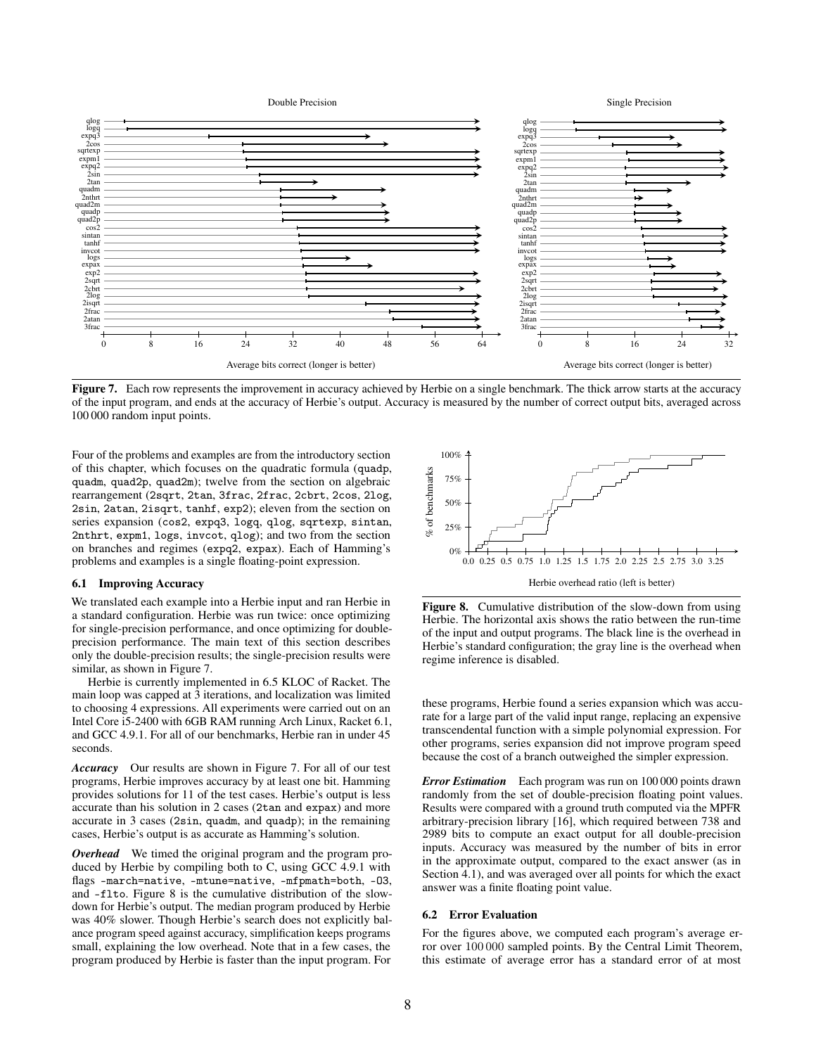Figure 7. Each row represents the improvement in accuracy achieved by Herbie on a single benchmark. The thick arrow starts at the accuracy of the input program, and ends at the accuracy of Herbie's output. Accuracy is measured by the number of correct output bits, averaged across 100 000 random input points.

Four of the problems and examples are from the introductory section of this chapter, which focuses on the quadratic formula (quadp, quadm, quad2p, quad2m); twelve from the section on algebraic rearrangement (2sqrt, 2tan, 3frac, 2frac, 2cbrt, 2cos, 2log, 2sin, 2atan, 2isqrt, tanhf, exp2); eleven from the section on series expansion (cos2, expq3, logq, qlog, sqrtexp, sintan, 2nthrt, expm1, logs, invcot, qlog); and two from the section on branches and regimes (expq2, expax). Each of Hamming's problems and examples is a single floating-point expression.

### 6.1 Improving Accuracy

We translated each example into a Herbie input and ran Herbie in a standard configuration. Herbie was run twice: once optimizing for single-precision performance, and once optimizing for double-precision performance. The main text of this section describes only the double-precision results; the single-precision results were similar, as shown in Figure 7.

Herbie is currently implemented in 6.5 KLOC of Racket. The main loop was capped at 3 iterations, and localization was limited to choosing 4 expressions. All experiments were carried out on an Intel Core i5-2400 with 6GB RAM running Arch Linux, Racket 6.1, and GCC 4.9.1. For all of our benchmarks, Herbie ran in under 45 seconds.

***Accuracy*** Our results are shown in Figure 7. For all of our test programs, Herbie improves accuracy by at least one bit. Hamming provides solutions for 11 of the test cases. Herbie's output is less accurate than his solution in 2 cases (2tan and expax) and more accurate in 3 cases (2sin, quadm, and quadp); in the remaining cases, Herbie's output is as accurate as Hamming's solution.

***Overhead*** We timed the original program and the program produced by Herbie by compiling both to C, using GCC 4.9.1 with flags -march=native, -mtune=native, -mfpmath=both, -O3, and -flto. Figure 8 is the cumulative distribution of the slowdown for Herbie's output. The median program produced by Herbie was 40% slower. Though Herbie's search does not explicitly balance program speed against accuracy, simplification keeps programs small, explaining the low overhead. Note that in a few cases, the program produced by Herbie is faster than the input program. For these programs, Herbie found a series expansion which was accurate for a large part of the valid input range, replacing an expensive transcendental function with a simple polynomial expression. For other programs, series expansion did not improve program speed because the cost of a branch outweighed the simpler expression.

Figure 8. Cumulative distribution of the slow-down from using Herbie. The horizontal axis shows the ratio between the run-time of the input and output programs. The black line is the overhead in Herbie's standard configuration; the gray line is the overhead when regime inference is disabled.

***Error Estimation*** Each program was run on 100 000 points drawn randomly from the set of double-precision floating point values. Results were compared with a ground truth computed via the MPFR arbitrary-precision library [16], which required between 738 and 2989 bits to compute an exact output for all double-precision inputs. Accuracy was measured by the number of bits in error in the approximate output, compared to the exact answer (as in Section 4.1), and was averaged over all points for which the exact answer was a finite floating point value.

### 6.2 Error Evaluation

For the figures above, we computed each program's average error over 100 000 sampled points. By the Central Limit Theorem, this estimate of average error has a standard error of at most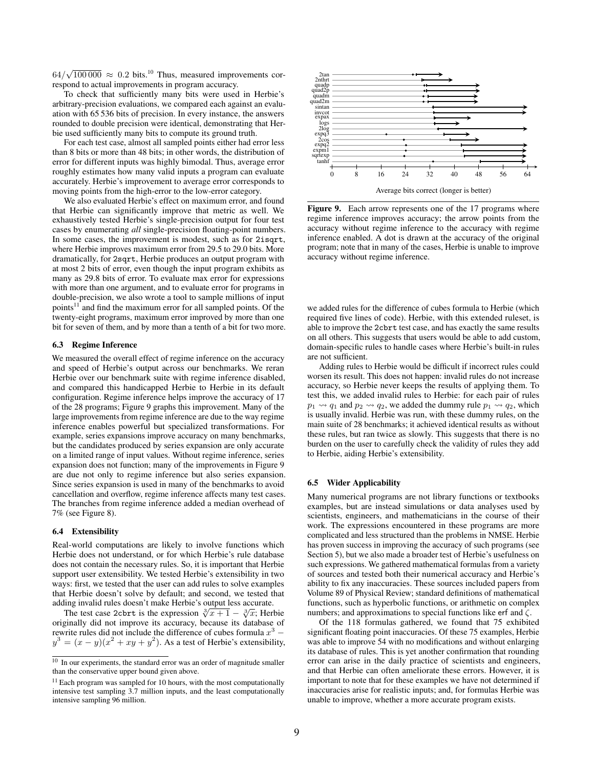$64/\sqrt{100\,000} \approx 0.2$ bits.[10] Thus, measured improvements correspond to actual improvements in program accuracy.

To check that sufficiently many bits were used in Herbie's arbitrary-precision evaluations, we compared each against an evaluation with 65 536 bits of precision. In every instance, the answers rounded to double precision were identical, demonstrating that Herbie used sufficiently many bits to compute its ground truth.

For each test case, almost all sampled points either had error less than 8 bits or more than 48 bits; in other words, the distribution of error for different inputs was highly bimodal. Thus, average error roughly estimates how many valid inputs a program can evaluate accurately. Herbie's improvement to average error corresponds to moving points from the high-error to the low-error category.

We also evaluated Herbie's effect on maximum error, and found that Herbie can significantly improve that metric as well. We exhaustively tested Herbie's single-precision output for four test cases by enumerating *all* single-precision floating-point numbers. In some cases, the improvement is modest, such as for `2isqrt`, where Herbie improves maximum error from 29.5 to 29.0 bits. More dramatically, for `2sqrt`, Herbie produces an output program with at most 2 bits of error, even though the input program exhibits as many as 29.8 bits of error. To evaluate max error for expressions with more than one argument, and to evaluate error for programs in double-precision, we also wrote a tool to sample millions of input points[11] and find the maximum error for all sampled points. Of the twenty-eight programs, maximum error improved by more than one bit for seven of them, and by more than a tenth of a bit for two more.

### 6.3 Regime Inference

We measured the overall effect of regime inference on the accuracy and speed of Herbie's output across our benchmarks. We reran Herbie over our benchmark suite with regime inference disabled, and compared this handicapped Herbie to Herbie in its default configuration. Regime inference helps improve the accuracy of 17 of the 28 programs; Figure 9 graphs this improvement. Many of the large improvements from regime inference are due to the way regime inference enables powerful but specialized transformations. For example, series expansions improve accuracy on many benchmarks, but the candidates produced by series expansion are only accurate on a limited range of input values. Without regime inference, series expansion does not function; many of the improvements in Figure 9 are due not only to regime inference but also series expansion. Since series expansion is used in many of the benchmarks to avoid cancellation and overflow, regime inference affects many test cases. The branches from regime inference added a median overhead of 7% (see Figure 8).

### 6.4 Extensibility

Real-world computations are likely to involve functions which Herbie does not understand, or for which Herbie's rule database does not contain the necessary rules. So, it is important that Herbie support user extensibility. We tested Herbie's extensibility in two ways: first, we tested that the user can add rules to solve examples that Herbie doesn't solve by default; and second, we tested that adding invalid rules doesn't make Herbie's output less accurate.

The test case `2cbrt` is the expression $\sqrt[3]{x+1} - \sqrt[3]{x}$; Herbie originally did not improve its accuracy, because its database of rewrite rules did not include the difference of cubes formula $x^3 - y^3 = (x-y)(x^2+xy+y^2)$. As a test of Herbie's extensibility, we added rules for the difference of cubes formula to Herbie (which required five lines of code). Herbie, with this extended ruleset, is able to improve the `2cbrt` test case, and has exactly the same results on all others. This suggests that users would be able to add custom, domain-specific rules to handle cases where Herbie's built-in rules are not sufficient.

Adding rules to Herbie would be difficult if incorrect rules could worsen its result. This does not happen: invalid rules do not increase accuracy, so Herbie never keeps the results of applying them. To test this, we added invalid rules to Herbie: for each pair of rules $p_1 \rightsquigarrow q_1$ and $p_2 \rightsquigarrow q_2$, we added the dummy rule $p_1 \rightsquigarrow q_2$, which is usually invalid. Herbie was run, with these dummy rules, on the main suite of 28 benchmarks; it achieved identical results as without these rules, but ran twice as slowly. This suggests that there is no burden on the user to carefully check the validity of rules they add to Herbie, aiding Herbie's extensibility.

### 6.5 Wider Applicability

Many numerical programs are not library functions or textbooks examples, but are instead simulations or data analyses used by scientists, engineers, and mathematicians in the course of their work. The expressions encountered in these programs are more complicated and less structured than the problems in NMSE. Herbie has proven success in improving the accuracy of such programs (see Section 5), but we also made a broader test of Herbie's usefulness on such expressions. We gathered mathematical formulas from a variety of sources and tested both their numerical accuracy and Herbie's ability to fix any inaccuracies. These sources included papers from Volume 89 of Physical Review; standard definitions of mathematical functions, such as hyperbolic functions, or arithmetic on complex numbers; and approximations to special functions like erf and $\zeta$.

Of the 118 formulas gathered, we found that 75 exhibited significant floating point inaccuracies. Of these 75 examples, Herbie was able to improve 54 with no modifications and without enlarging its database of rules. This is yet another confirmation that rounding error can arise in the daily practice of scientists and engineers, and that Herbie can often ameliorate these errors. However, it is important to note that for these examples we have not determined if inaccuracies arise for realistic inputs; and, for formulas Herbie was unable to improve, whether a more accurate program exists.

**Figure 9.** Each arrow represents one of the 17 programs where regime inference improves accuracy; the arrow points from the accuracy without regime inference to the accuracy with regime inference enabled. A dot is drawn at the accuracy of the original program; note that in many of the cases, Herbie is unable to improve accuracy without regime inference.

[10] In our experiments, the standard error was an order of magnitude smaller than the conservative upper bound given above.

[11] Each program was sampled for 10 hours, with the most computationally intensive test sampling 3.7 million inputs, and the least computationally intensive sampling 96 million.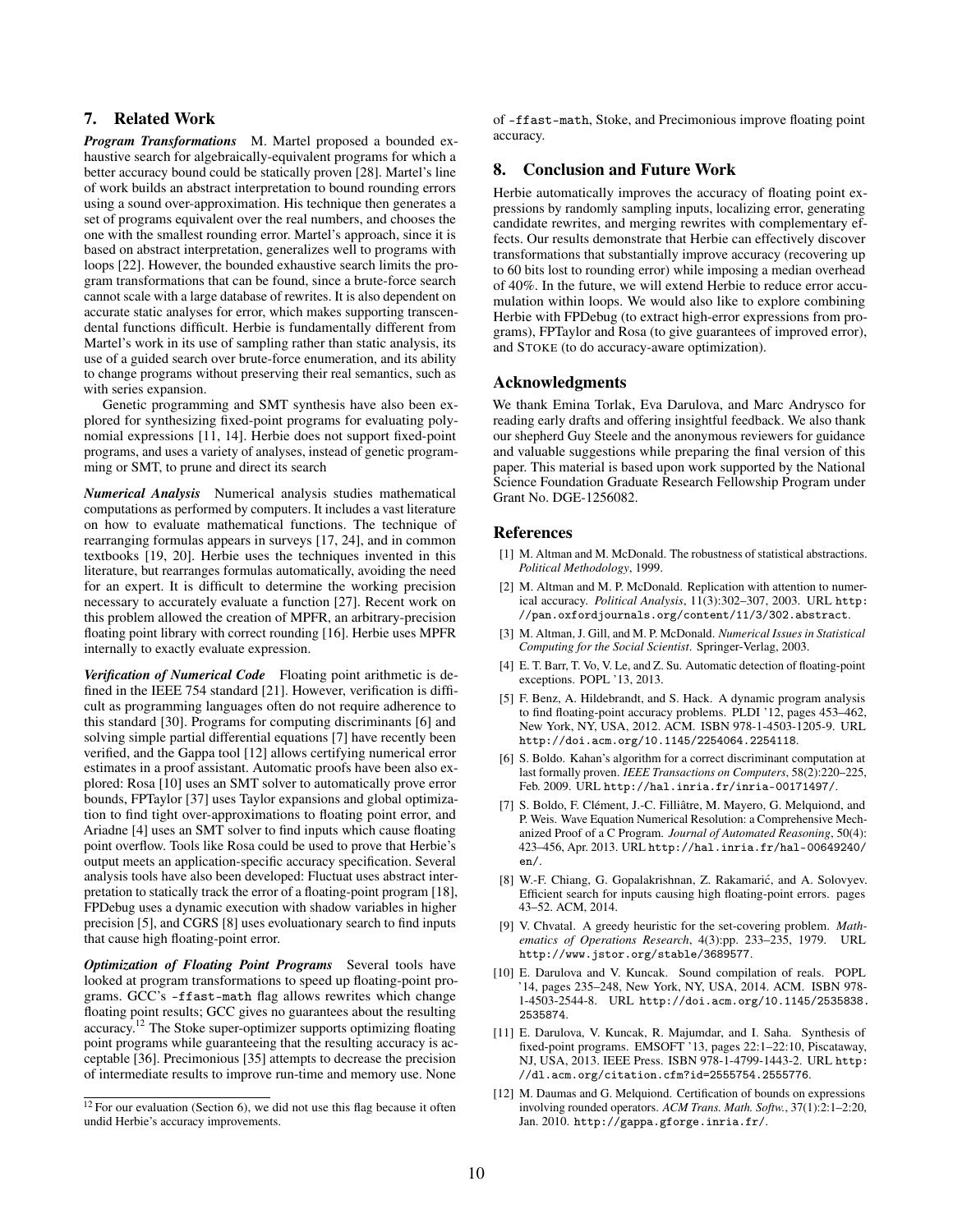## 7. Related Work

***Program Transformations*** M. Martel proposed a bounded exhaustive search for algebraically-equivalent programs for which a better accuracy bound could be statically proven [28]. Martel's line of work builds an abstract interpretation to bound rounding errors using a sound over-approximation. His technique then generates a set of programs equivalent over the real numbers, and chooses the one with the smallest rounding error. Martel's approach, since it is based on abstract interpretation, generalizes well to programs with loops [22]. However, the bounded exhaustive search limits the program transformations that can be found, since a brute-force search cannot scale with a large database of rewrites. It is also dependent on accurate static analyses for error, which makes supporting transcendental functions difficult. Herbie is fundamentally different from Martel's work in its use of sampling rather than static analysis, its use of a guided search over brute-force enumeration, and its ability to change programs without preserving their real semantics, such as with series expansion.

Genetic programming and SMT synthesis have also been explored for synthesizing fixed-point programs for evaluating polynomial expressions [11, 14]. Herbie does not support fixed-point programs, and uses a variety of analyses, instead of genetic programming or SMT, to prune and direct its search

***Numerical Analysis*** Numerical analysis studies mathematical computations as performed by computers. It includes a vast literature on how to evaluate mathematical functions. The technique of rearranging formulas appears in surveys [17, 24], and in common textbooks [19, 20]. Herbie uses the techniques invented in this literature, but rearranges formulas automatically, avoiding the need for an expert. It is difficult to determine the working precision necessary to accurately evaluate a function [27]. Recent work on this problem allowed the creation of MPFR, an arbitrary-precision floating point library with correct rounding [16]. Herbie uses MPFR internally to exactly evaluate expression.

***Verification of Numerical Code*** Floating point arithmetic is defined in the IEEE 754 standard [21]. However, verification is difficult as programming languages often do not require adherence to this standard [30]. Programs for computing discriminants [6] and solving simple partial differential equations [7] have recently been verified, and the Gappa tool [12] allows certifying numerical error estimates in a proof assistant. Automatic proofs have been also explored: Rosa [10] uses an SMT solver to automatically prove error bounds, FPTaylor [37] uses Taylor expansions and global optimization to find tight over-approximations to floating point error, and Ariadne [4] uses an SMT solver to find inputs which cause floating point overflow. Tools like Rosa could be used to prove that Herbie's output meets an application-specific accuracy specification. Several analysis tools have also been developed: Fluctuat uses abstract interpretation to statically track the error of a floating-point program [18], FPDebug uses a dynamic execution with shadow variables in higher precision [5], and CGRS [8] uses evoluationary search to find inputs that cause high floating-point error.

***Optimization of Floating Point Programs*** Several tools have looked at program transformations to speed up floating-point programs. GCC's `-ffast-math` flag allows rewrites which change floating point results; GCC gives no guarantees about the resulting accuracy.[12] The Stoke super-optimizer supports optimizing floating point programs while guaranteeing that the resulting accuracy is acceptable [36]. Precimonious [35] attempts to decrease the precision of intermediate results to improve run-time and memory use. None of `-ffast-math`, Stoke, and Precimonious improve floating point accuracy.

[12] For our evaluation (Section 6), we did not use this flag because it often undid Herbie's accuracy improvements.

## 8. Conclusion and Future Work

Herbie automatically improves the accuracy of floating point expressions by randomly sampling inputs, localizing error, generating candidate rewrites, and merging rewrites with complementary effects. Our results demonstrate that Herbie can effectively discover transformations that substantially improve accuracy (recovering up to 60 bits lost to rounding error) while imposing a median overhead of 40%. In the future, we will extend Herbie to reduce error accumulation within loops. We would also like to explore combining Herbie with FPDebug (to extract high-error expressions from programs), FPTaylor and Rosa (to give guarantees of improved error), and STOKE (to do accuracy-aware optimization).

## Acknowledgments

We thank Emina Torlak, Eva Darulova, and Marc Andrysco for reading early drafts and offering insightful feedback. We also thank our shepherd Guy Steele and the anonymous reviewers for guidance and valuable suggestions while preparing the final version of this paper. This material is based upon work supported by the National Science Foundation Graduate Research Fellowship Program under Grant No. DGE-1256082.

## References

[1] M. Altman and M. McDonald. The robustness of statistical abstractions. *Political Methodology*, 1999.

[2] M. Altman and M. P. McDonald. Replication with attention to numerical accuracy. *Political Analysis*, 11(3):302–307, 2003. URL `http://pan.oxfordjournals.org/content/11/3/302.abstract`.

[3] M. Altman, J. Gill, and M. P. McDonald. *Numerical Issues in Statistical Computing for the Social Scientist*. Springer-Verlag, 2003.

[4] E. T. Barr, T. Vo, V. Le, and Z. Su. Automatic detection of floating-point exceptions. POPL '13, 2013.

[5] F. Benz, A. Hildebrandt, and S. Hack. A dynamic program analysis to find floating-point accuracy problems. PLDI '12, pages 453–462, New York, NY, USA, 2012. ACM. ISBN 978-1-4503-1205-9. URL `http://doi.acm.org/10.1145/2254064.2254118`.

[6] S. Boldo. Kahan's algorithm for a correct discriminant computation at last formally proven. *IEEE Transactions on Computers*, 58(2):220–225, Feb. 2009. URL `http://hal.inria.fr/inria-00171497/`.

[7] S. Boldo, F. Clément, J.-C. Filliâtre, M. Mayero, G. Melquiond, and P. Weis. Wave Equation Numerical Resolution: a Comprehensive Mechanized Proof of a C Program. *Journal of Automated Reasoning*, 50(4): 423–456, Apr. 2013. URL `http://hal.inria.fr/hal-00649240/en/`.

[8] W.-F. Chiang, G. Gopalakrishnan, Z. Rakamarić, and A. Solovyev. Efficient search for inputs causing high floating-point errors. pages 43–52. ACM, 2014.

[9] V. Chvatal. A greedy heuristic for the set-covering problem. *Mathematics of Operations Research*, 4(3):pp. 233–235, 1979. URL `http://www.jstor.org/stable/3689577`.

[10] E. Darulova and V. Kuncak. Sound compilation of reals. POPL '14, pages 235–248, New York, NY, USA, 2014. ACM. ISBN 978-1-4503-2544-8. URL `http://doi.acm.org/10.1145/2535838.2535874`.

[11] E. Darulova, V. Kuncak, R. Majumdar, and I. Saha. Synthesis of fixed-point programs. EMSOFT '13, pages 22:1–22:10, Piscataway, NJ, USA, 2013. IEEE Press. ISBN 978-1-4799-1443-2. URL `http://dl.acm.org/citation.cfm?id=2555754.2555776`.

[12] M. Daumas and G. Melquiond. Certification of bounds on expressions involving rounded operators. *ACM Trans. Math. Softw.*, 37(1):2:1–2:20, Jan. 2010. `http://gappa.gforge.inria.fr/`.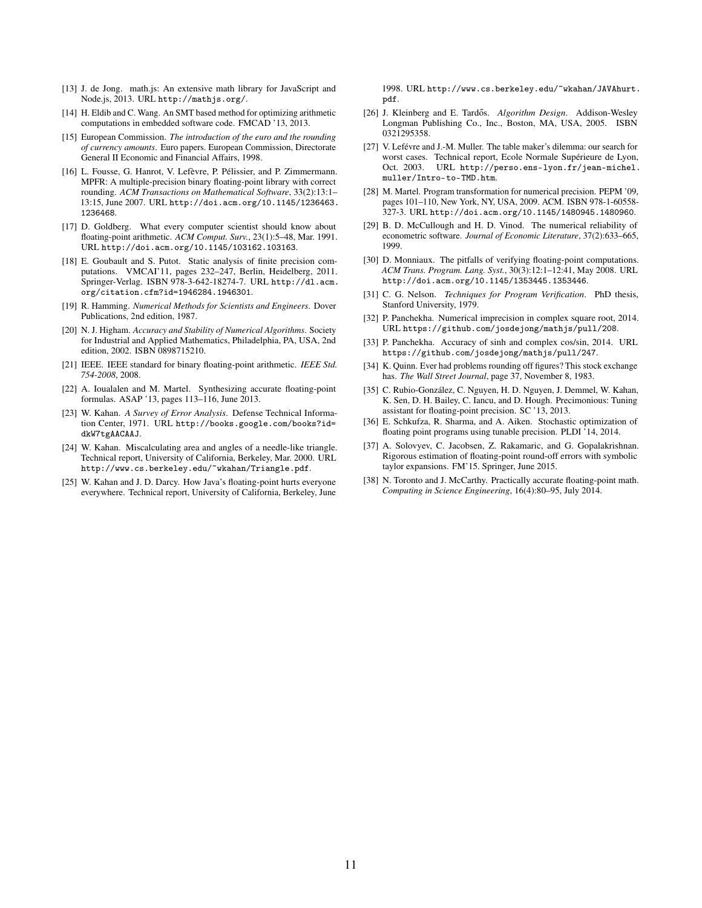[13] J. de Jong. math.js: An extensive math library for JavaScript and Node.js, 2013. URL http://mathjs.org/.

[14] H. Eldib and C. Wang. An SMT based method for optimizing arithmetic computations in embedded software code. FMCAD '13, 2013.

[15] European Commission. *The introduction of the euro and the rounding of currency amounts*. Euro papers. European Commission, Directorate General II Economic and Financial Affairs, 1998.

[16] L. Fousse, G. Hanrot, V. Lefèvre, P. Pélissier, and P. Zimmermann. MPFR: A multiple-precision binary floating-point library with correct rounding. *ACM Transactions on Mathematical Software*, 33(2):13:1–13:15, June 2007. URL http://doi.acm.org/10.1145/1236463.1236468.

[17] D. Goldberg. What every computer scientist should know about floating-point arithmetic. *ACM Comput. Surv.*, 23(1):5–48, Mar. 1991. URL http://doi.acm.org/10.1145/103162.103163.

[18] E. Goubault and S. Putot. Static analysis of finite precision computations. VMCAI'11, pages 232–247, Berlin, Heidelberg, 2011. Springer-Verlag. ISBN 978-3-642-18274-7. URL http://dl.acm.org/citation.cfm?id=1946284.1946301.

[19] R. Hamming. *Numerical Methods for Scientists and Engineers*. Dover Publications, 2nd edition, 1987.

[20] N. J. Higham. *Accuracy and Stability of Numerical Algorithms*. Society for Industrial and Applied Mathematics, Philadelphia, PA, USA, 2nd edition, 2002. ISBN 0898715210.

[21] IEEE. IEEE standard for binary floating-point arithmetic. *IEEE Std. 754-2008*, 2008.

[22] A. Ioualalen and M. Martel. Synthesizing accurate floating-point formulas. ASAP '13, pages 113–116, June 2013.

[23] W. Kahan. *A Survey of Error Analysis*. Defense Technical Information Center, 1971. URL http://books.google.com/books?id=dkW7tgAACAAJ.

[24] W. Kahan. Miscalculating area and angles of a needle-like triangle. Technical report, University of California, Berkeley, Mar. 2000. URL http://www.cs.berkeley.edu/~wkahan/Triangle.pdf.

[25] W. Kahan and J. D. Darcy. How Java's floating-point hurts everyone everywhere. Technical report, University of California, Berkeley, June 1998. URL http://www.cs.berkeley.edu/~wkahan/JAVAhurt.pdf.

[26] J. Kleinberg and E. Tardős. *Algorithm Design*. Addison-Wesley Longman Publishing Co., Inc., Boston, MA, USA, 2005. ISBN 0321295358.

[27] V. Lefévre and J.-M. Muller. The table maker's dilemma: our search for worst cases. Technical report, Ecole Normale Supérieure de Lyon, Oct. 2003. URL http://perso.ens-lyon.fr/jean-michel.muller/Intro-to-TMD.htm.

[28] M. Martel. Program transformation for numerical precision. PEPM '09, pages 101–110, New York, NY, USA, 2009. ACM. ISBN 978-1-60558-327-3. URL http://doi.acm.org/10.1145/1480945.1480960.

[29] B. D. McCullough and H. D. Vinod. The numerical reliability of econometric software. *Journal of Economic Literature*, 37(2):633–665, 1999.

[30] D. Monniaux. The pitfalls of verifying floating-point computations. *ACM Trans. Program. Lang. Syst.*, 30(3):12:1–12:41, May 2008. URL http://doi.acm.org/10.1145/1353445.1353446.

[31] C. G. Nelson. *Techniques for Program Verification*. PhD thesis, Stanford University, 1979.

[32] P. Panchekha. Numerical imprecision in complex square root, 2014. URL https://github.com/josdejong/mathjs/pull/208.

[33] P. Panchekha. Accuracy of sinh and complex cos/sin, 2014. URL https://github.com/josdejong/mathjs/pull/247.

[34] K. Quinn. Ever had problems rounding off figures? This stock exchange has. *The Wall Street Journal*, page 37, November 8, 1983.

[35] C. Rubio-González, C. Nguyen, H. D. Nguyen, J. Demmel, W. Kahan, K. Sen, D. H. Bailey, C. Iancu, and D. Hough. Precimonious: Tuning assistant for floating-point precision. SC '13, 2013.

[36] E. Schkufza, R. Sharma, and A. Aiken. Stochastic optimization of floating point programs using tunable precision. PLDI '14, 2014.

[37] A. Solovyev, C. Jacobsen, Z. Rakamaric, and G. Gopalakrishnan. Rigorous estimation of floating-point round-off errors with symbolic taylor expansions. FM'15. Springer, June 2015.

[38] N. Toronto and J. McCarthy. Practically accurate floating-point math. *Computing in Science Engineering*, 16(4):80–95, July 2014.